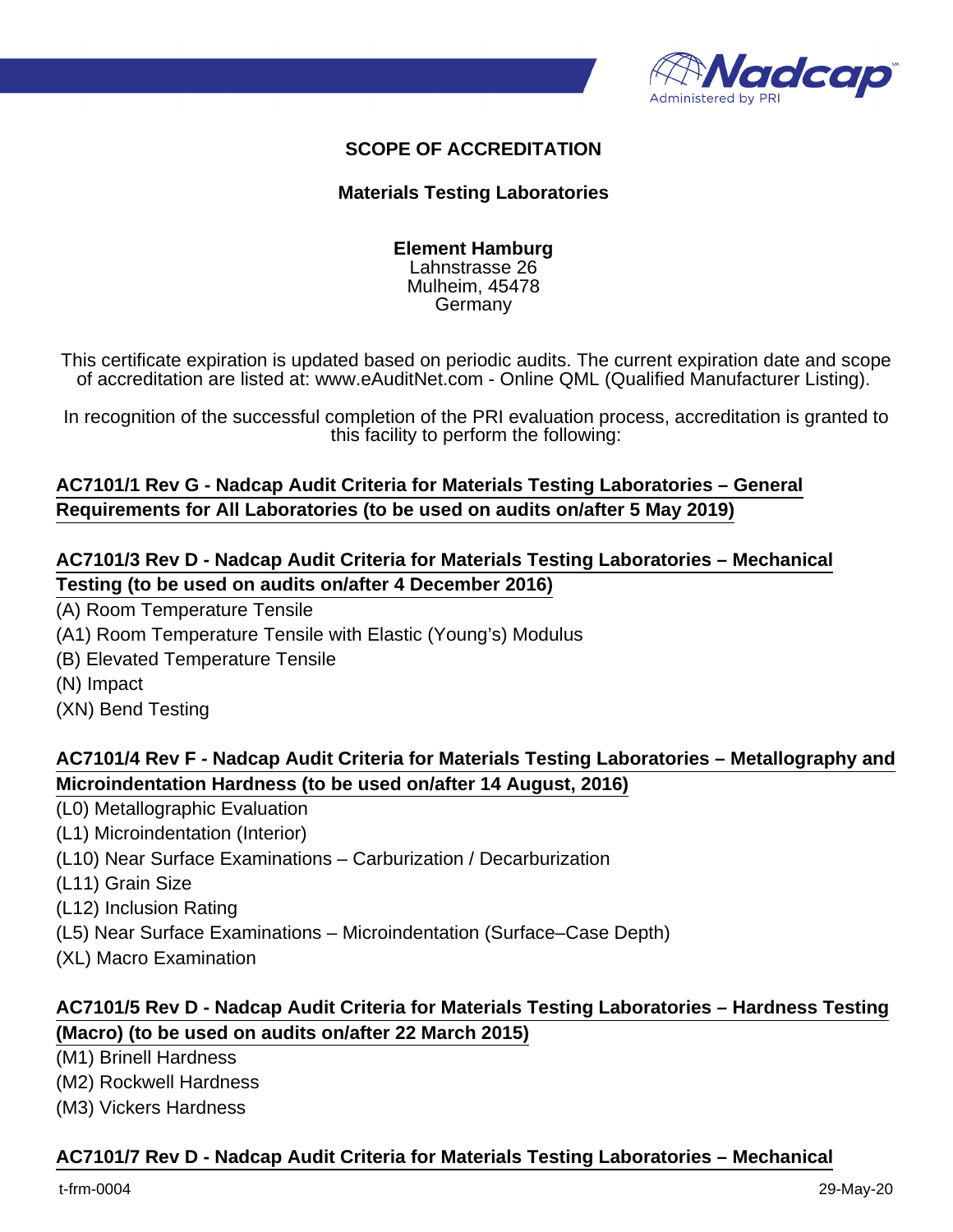# SCOPE OF ACCREDITATION

## Materials Testing Laboratories

**Element Hamburg**
Lahnstrasse 26
Mulheim, 45478
Germany

This certificate expiration is updated based on periodic audits. The current expiration date and scope of accreditation are listed at: www.eAuditNet.com - Online QML (Qualified Manufacturer Listing).

In recognition of the successful completion of the PRI evaluation process, accreditation is granted to this facility to perform the following:

**AC7101/1 Rev G - Nadcap Audit Criteria for Materials Testing Laboratories – General Requirements for All Laboratories (to be used on audits on/after 5 May 2019)**

**AC7101/3 Rev D - Nadcap Audit Criteria for Materials Testing Laboratories – Mechanical Testing (to be used on audits on/after 4 December 2016)**

(A) Room Temperature Tensile
(A1) Room Temperature Tensile with Elastic (Young's) Modulus
(B) Elevated Temperature Tensile
(N) Impact
(XN) Bend Testing

**AC7101/4 Rev F - Nadcap Audit Criteria for Materials Testing Laboratories – Metallography and Microindentation Hardness (to be used on/after 14 August, 2016)**

(L0) Metallographic Evaluation
(L1) Microindentation (Interior)
(L10) Near Surface Examinations – Carburization / Decarburization
(L11) Grain Size
(L12) Inclusion Rating
(L5) Near Surface Examinations – Microindentation (Surface–Case Depth)
(XL) Macro Examination

**AC7101/5 Rev D - Nadcap Audit Criteria for Materials Testing Laboratories – Hardness Testing (Macro) (to be used on audits on/after 22 March 2015)**

(M1) Brinell Hardness
(M2) Rockwell Hardness
(M3) Vickers Hardness

**AC7101/7 Rev D - Nadcap Audit Criteria for Materials Testing Laboratories – Mechanical**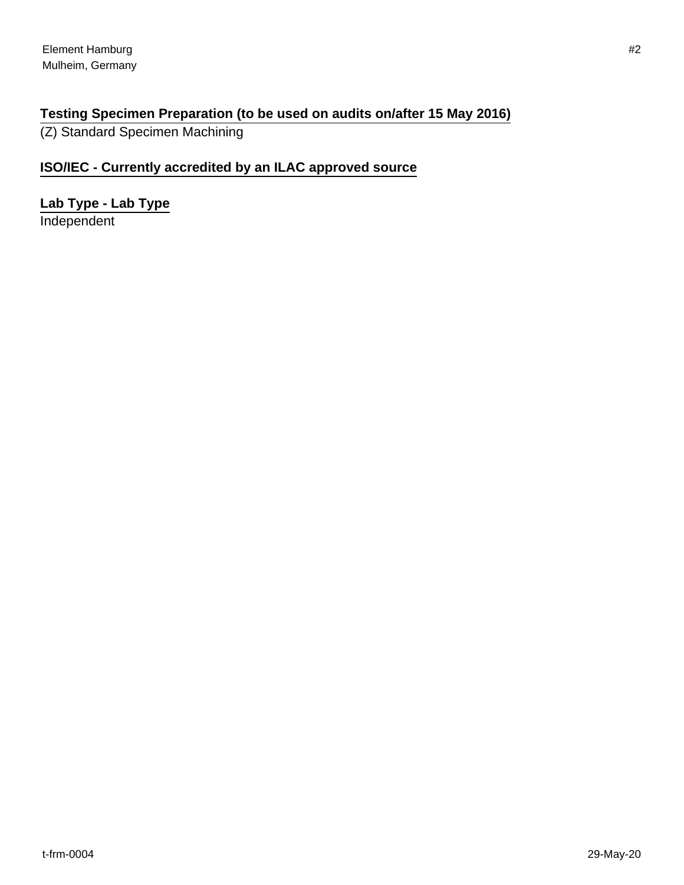### Testing Specimen Preparation (to be used on audits on/after 15 May 2016)

(Z) Standard Specimen Machining

### ISO/IEC - Currently accredited by an ILAC approved source

### Lab Type - Lab Type

Independent